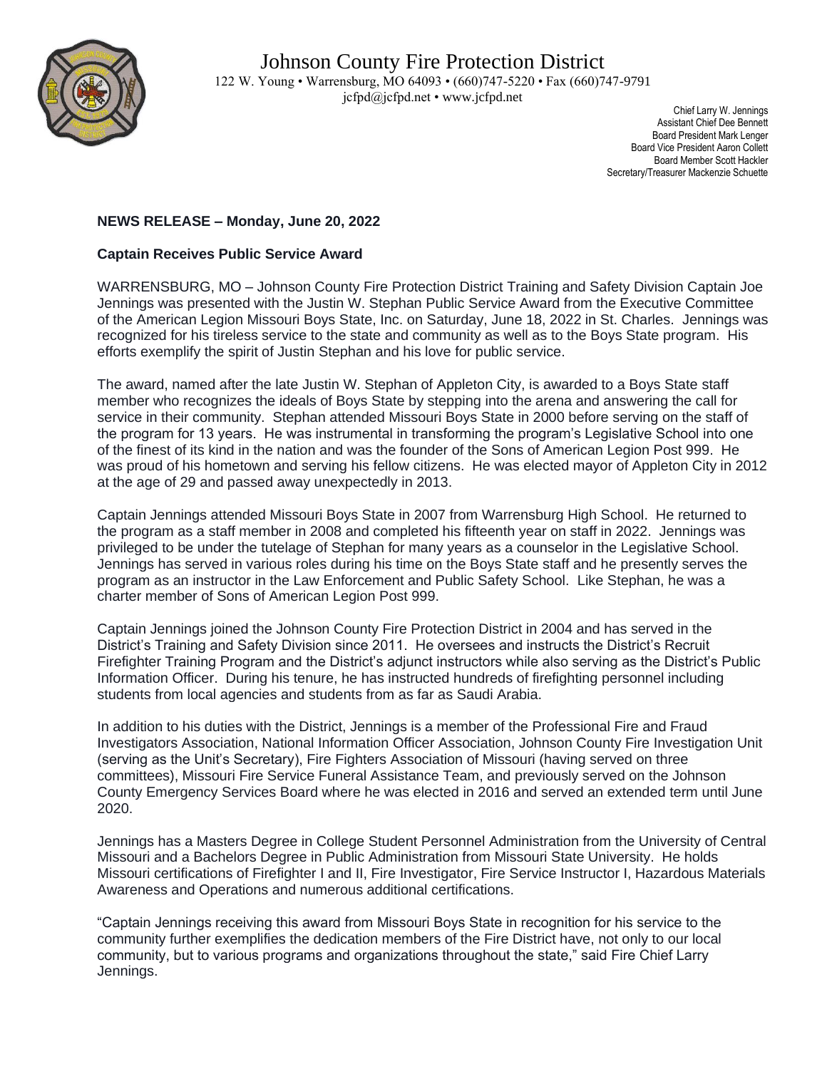# Johnson County Fire Protection District

122 W. Young • Warrensburg, MO 64093 • (660)747-5220 • Fax (660)747-9791
jcfpd@jcfpd.net • www.jcfpd.net

Chief Larry W. Jennings
Assistant Chief Dee Bennett
Board President Mark Lenger
Board Vice President Aaron Collett
Board Member Scott Hackler
Secretary/Treasurer Mackenzie Schuette

**NEWS RELEASE – Monday, June 20, 2022**

**Captain Receives Public Service Award**

WARRENSBURG, MO – Johnson County Fire Protection District Training and Safety Division Captain Joe Jennings was presented with the Justin W. Stephan Public Service Award from the Executive Committee of the American Legion Missouri Boys State, Inc. on Saturday, June 18, 2022 in St. Charles. Jennings was recognized for his tireless service to the state and community as well as to the Boys State program. His efforts exemplify the spirit of Justin Stephan and his love for public service.

The award, named after the late Justin W. Stephan of Appleton City, is awarded to a Boys State staff member who recognizes the ideals of Boys State by stepping into the arena and answering the call for service in their community. Stephan attended Missouri Boys State in 2000 before serving on the staff of the program for 13 years. He was instrumental in transforming the program's Legislative School into one of the finest of its kind in the nation and was the founder of the Sons of American Legion Post 999. He was proud of his hometown and serving his fellow citizens. He was elected mayor of Appleton City in 2012 at the age of 29 and passed away unexpectedly in 2013.

Captain Jennings attended Missouri Boys State in 2007 from Warrensburg High School. He returned to the program as a staff member in 2008 and completed his fifteenth year on staff in 2022. Jennings was privileged to be under the tutelage of Stephan for many years as a counselor in the Legislative School. Jennings has served in various roles during his time on the Boys State staff and he presently serves the program as an instructor in the Law Enforcement and Public Safety School. Like Stephan, he was a charter member of Sons of American Legion Post 999.

Captain Jennings joined the Johnson County Fire Protection District in 2004 and has served in the District's Training and Safety Division since 2011. He oversees and instructs the District's Recruit Firefighter Training Program and the District's adjunct instructors while also serving as the District's Public Information Officer. During his tenure, he has instructed hundreds of firefighting personnel including students from local agencies and students from as far as Saudi Arabia.

In addition to his duties with the District, Jennings is a member of the Professional Fire and Fraud Investigators Association, National Information Officer Association, Johnson County Fire Investigation Unit (serving as the Unit's Secretary), Fire Fighters Association of Missouri (having served on three committees), Missouri Fire Service Funeral Assistance Team, and previously served on the Johnson County Emergency Services Board where he was elected in 2016 and served an extended term until June 2020.

Jennings has a Masters Degree in College Student Personnel Administration from the University of Central Missouri and a Bachelors Degree in Public Administration from Missouri State University. He holds Missouri certifications of Firefighter I and II, Fire Investigator, Fire Service Instructor I, Hazardous Materials Awareness and Operations and numerous additional certifications.

"Captain Jennings receiving this award from Missouri Boys State in recognition for his service to the community further exemplifies the dedication members of the Fire District have, not only to our local community, but to various programs and organizations throughout the state," said Fire Chief Larry Jennings.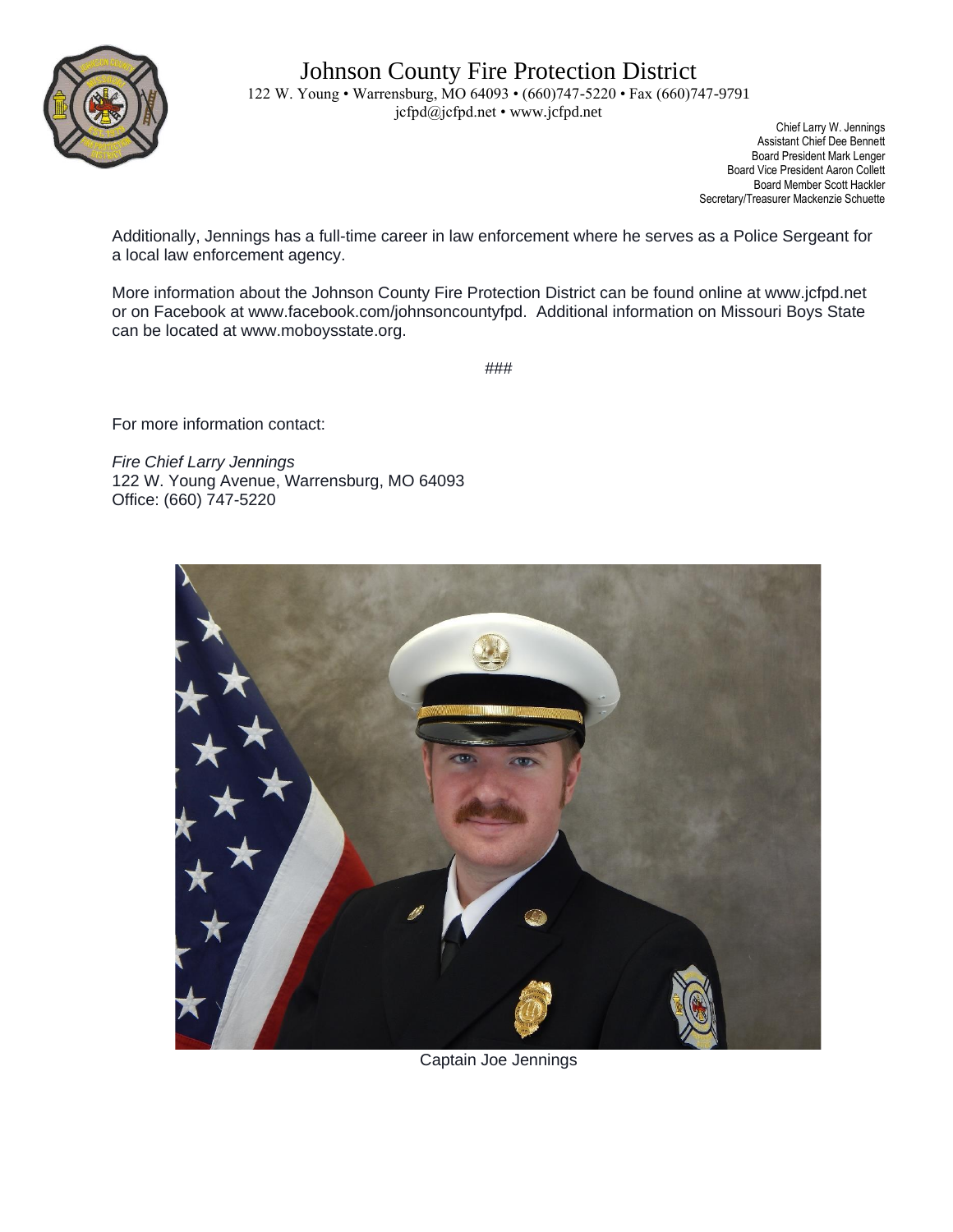# Johnson County Fire Protection District

122 W. Young • Warrensburg, MO 64093 • (660)747-5220 • Fax (660)747-9791
jcfpd@jcfpd.net • www.jcfpd.net

Chief Larry W. Jennings
Assistant Chief Dee Bennett
Board President Mark Lenger
Board Vice President Aaron Collett
Board Member Scott Hackler
Secretary/Treasurer Mackenzie Schuette

Additionally, Jennings has a full-time career in law enforcement where he serves as a Police Sergeant for a local law enforcement agency.

More information about the Johnson County Fire Protection District can be found online at www.jcfpd.net or on Facebook at www.facebook.com/johnsoncountyfpd. Additional information on Missouri Boys State can be located at www.moboysstate.org.

###

For more information contact:

*Fire Chief Larry Jennings*
122 W. Young Avenue, Warrensburg, MO 64093
Office: (660) 747-5220

Captain Joe Jennings